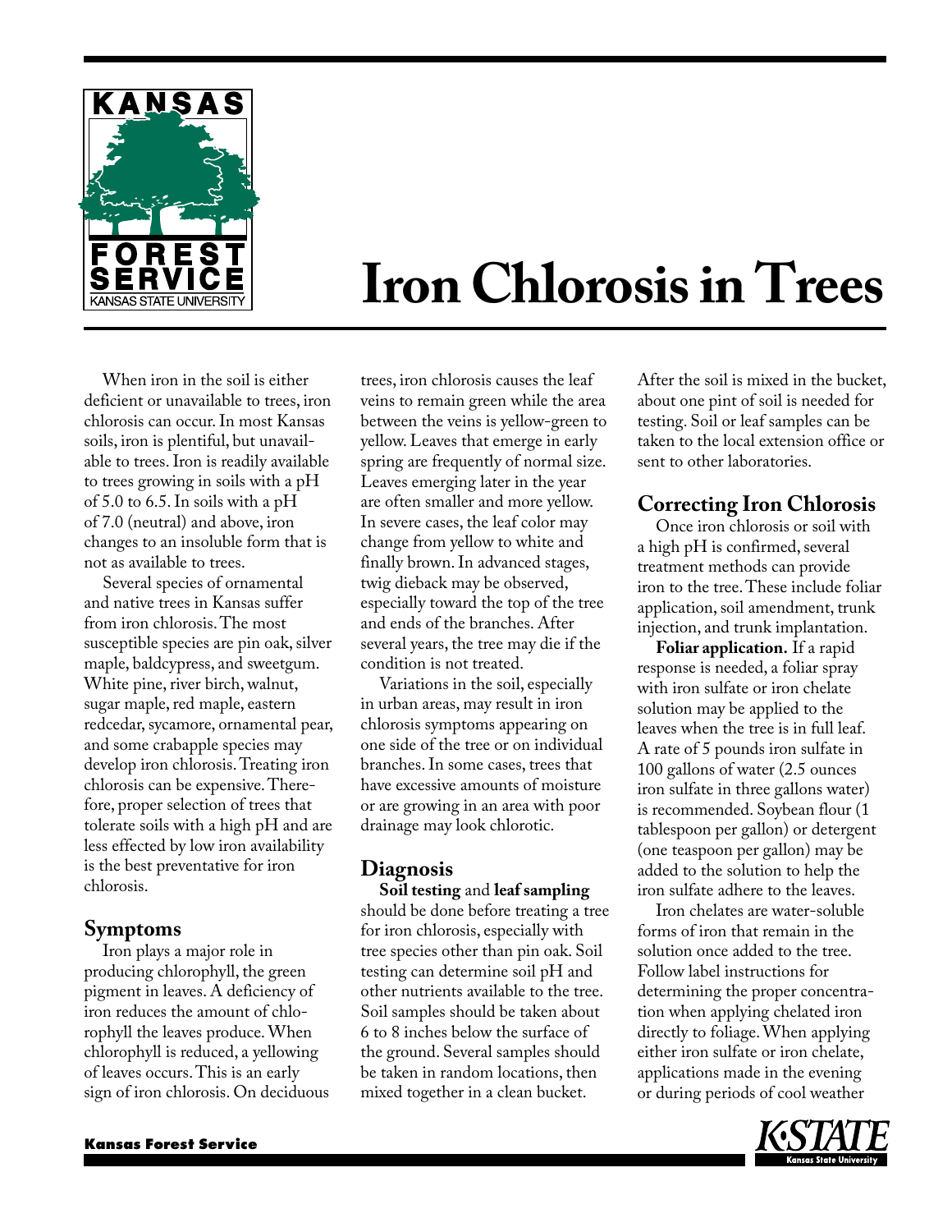# Iron Chlorosis in Trees

When iron in the soil is either deficient or unavailable to trees, iron chlorosis can occur. In most Kansas soils, iron is plentiful, but unavailable to trees. Iron is readily available to trees growing in soils with a pH of 5.0 to 6.5. In soils with a pH of 7.0 (neutral) and above, iron changes to an insoluble form that is not as available to trees.

Several species of ornamental and native trees in Kansas suffer from iron chlorosis. The most susceptible species are pin oak, silver maple, baldcypress, and sweetgum. White pine, river birch, walnut, sugar maple, red maple, eastern redcedar, sycamore, ornamental pear, and some crabapple species may develop iron chlorosis. Treating iron chlorosis can be expensive. Therefore, proper selection of trees that tolerate soils with a high pH and are less effected by low iron availability is the best preventative for iron chlorosis.

## Symptoms

Iron plays a major role in producing chlorophyll, the green pigment in leaves. A deficiency of iron reduces the amount of chlorophyll the leaves produce. When chlorophyll is reduced, a yellowing of leaves occurs. This is an early sign of iron chlorosis. On deciduous trees, iron chlorosis causes the leaf veins to remain green while the area between the veins is yellow-green to yellow. Leaves that emerge in early spring are frequently of normal size. Leaves emerging later in the year are often smaller and more yellow. In severe cases, the leaf color may change from yellow to white and finally brown. In advanced stages, twig dieback may be observed, especially toward the top of the tree and ends of the branches. After several years, the tree may die if the condition is not treated.

Variations in the soil, especially in urban areas, may result in iron chlorosis symptoms appearing on one side of the tree or on individual branches. In some cases, trees that have excessive amounts of moisture or are growing in an area with poor drainage may look chlorotic.

## Diagnosis

**Soil testing** and **leaf sampling** should be done before treating a tree for iron chlorosis, especially with tree species other than pin oak. Soil testing can determine soil pH and other nutrients available to the tree. Soil samples should be taken about 6 to 8 inches below the surface of the ground. Several samples should be taken in random locations, then mixed together in a clean bucket. After the soil is mixed in the bucket, about one pint of soil is needed for testing. Soil or leaf samples can be taken to the local extension office or sent to other laboratories.

## Correcting Iron Chlorosis

Once iron chlorosis or soil with a high pH is confirmed, several treatment methods can provide iron to the tree. These include foliar application, soil amendment, trunk injection, and trunk implantation.

**Foliar application.** If a rapid response is needed, a foliar spray with iron sulfate or iron chelate solution may be applied to the leaves when the tree is in full leaf. A rate of 5 pounds iron sulfate in 100 gallons of water (2.5 ounces iron sulfate in three gallons water) is recommended. Soybean flour (1 tablespoon per gallon) or detergent (one teaspoon per gallon) may be added to the solution to help the iron sulfate adhere to the leaves.

Iron chelates are water-soluble forms of iron that remain in the solution once added to the tree. Follow label instructions for determining the proper concentration when applying chelated iron directly to foliage. When applying either iron sulfate or iron chelate, applications made in the evening or during periods of cool weather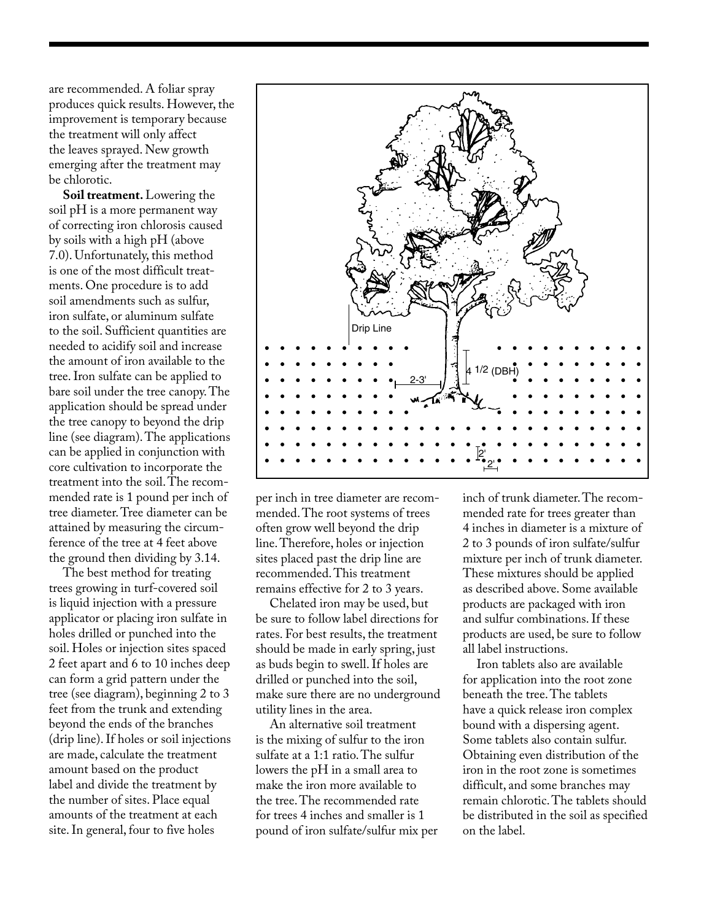are recommended. A foliar spray produces quick results. However, the improvement is temporary because the treatment will only affect the leaves sprayed. New growth emerging after the treatment may be chlorotic.

**Soil treatment.** Lowering the soil pH is a more permanent way of correcting iron chlorosis caused by soils with a high pH (above 7.0). Unfortunately, this method is one of the most difficult treatments. One procedure is to add soil amendments such as sulfur, iron sulfate, or aluminum sulfate to the soil. Sufficient quantities are needed to acidify soil and increase the amount of iron available to the tree. Iron sulfate can be applied to bare soil under the tree canopy. The application should be spread under the tree canopy to beyond the drip line (see diagram). The applications can be applied in conjunction with core cultivation to incorporate the treatment into the soil. The recommended rate is 1 pound per inch of tree diameter. Tree diameter can be attained by measuring the circumference of the tree at 4 feet above the ground then dividing by 3.14.

The best method for treating trees growing in turf-covered soil is liquid injection with a pressure applicator or placing iron sulfate in holes drilled or punched into the soil. Holes or injection sites spaced 2 feet apart and 6 to 10 inches deep can form a grid pattern under the tree (see diagram), beginning 2 to 3 feet from the trunk and extending beyond the ends of the branches (drip line). If holes or soil injections are made, calculate the treatment amount based on the product label and divide the treatment by the number of sites. Place equal amounts of the treatment at each site. In general, four to five holes per inch in tree diameter are recommended. The root systems of trees often grow well beyond the drip line. Therefore, holes or injection sites placed past the drip line are recommended. This treatment remains effective for 2 to 3 years.

Chelated iron may be used, but be sure to follow label directions for rates. For best results, the treatment should be made in early spring, just as buds begin to swell. If holes are drilled or punched into the soil, make sure there are no underground utility lines in the area.

An alternative soil treatment is the mixing of sulfur to the iron sulfate at a 1:1 ratio. The sulfur lowers the pH in a small area to make the iron more available to the tree. The recommended rate for trees 4 inches and smaller is 1 pound of iron sulfate/sulfur mix per inch of trunk diameter. The recommended rate for trees greater than 4 inches in diameter is a mixture of 2 to 3 pounds of iron sulfate/sulfur mixture per inch of trunk diameter. These mixtures should be applied as described above. Some available products are packaged with iron and sulfur combinations. If these products are used, be sure to follow all label instructions.

Iron tablets also are available for application into the root zone beneath the tree. The tablets have a quick release iron complex bound with a dispersing agent. Some tablets also contain sulfur. Obtaining even distribution of the iron in the root zone is sometimes difficult, and some branches may remain chlorotic. The tablets should be distributed in the soil as specified on the label.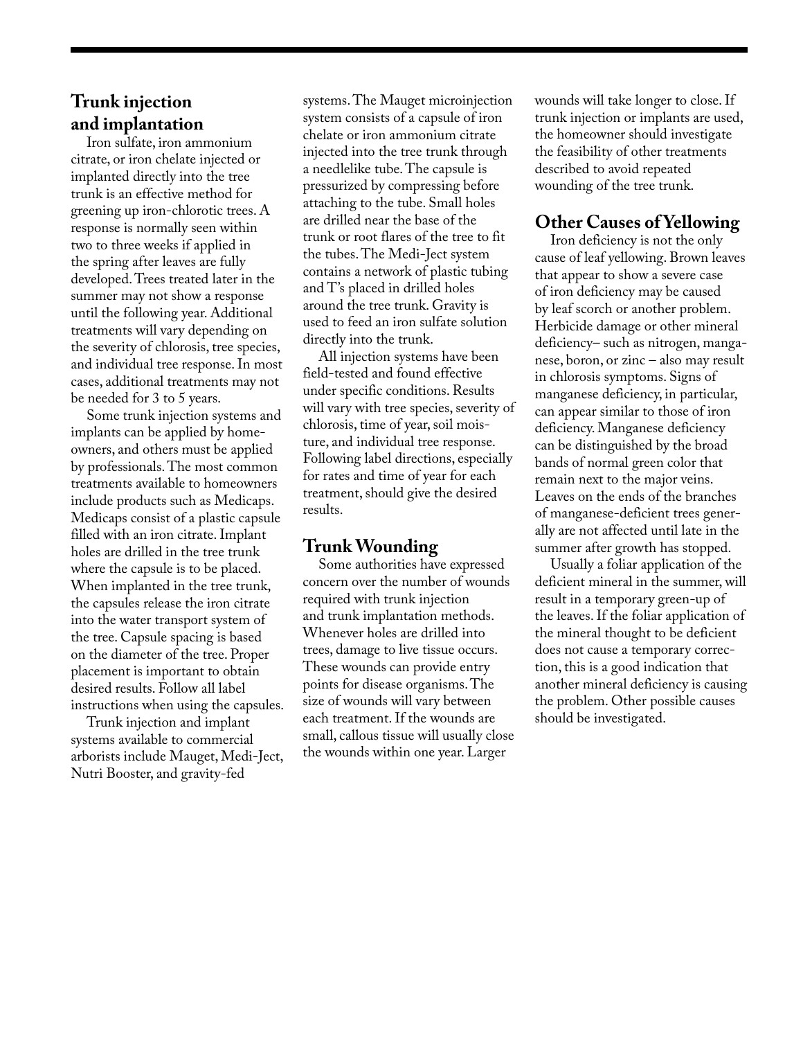## Trunk injection and implantation

Iron sulfate, iron ammonium citrate, or iron chelate injected or implanted directly into the tree trunk is an effective method for greening up iron-chlorotic trees. A response is normally seen within two to three weeks if applied in the spring after leaves are fully developed. Trees treated later in the summer may not show a response until the following year. Additional treatments will vary depending on the severity of chlorosis, tree species, and individual tree response. In most cases, additional treatments may not be needed for 3 to 5 years.

Some trunk injection systems and implants can be applied by homeowners, and others must be applied by professionals. The most common treatments available to homeowners include products such as Medicaps. Medicaps consist of a plastic capsule filled with an iron citrate. Implant holes are drilled in the tree trunk where the capsule is to be placed. When implanted in the tree trunk, the capsules release the iron citrate into the water transport system of the tree. Capsule spacing is based on the diameter of the tree. Proper placement is important to obtain desired results. Follow all label instructions when using the capsules.

Trunk injection and implant systems available to commercial arborists include Mauget, Medi-Ject, Nutri Booster, and gravity-fed systems. The Mauget microinjection system consists of a capsule of iron chelate or iron ammonium citrate injected into the tree trunk through a needlelike tube. The capsule is pressurized by compressing before attaching to the tube. Small holes are drilled near the base of the trunk or root flares of the tree to fit the tubes. The Medi-Ject system contains a network of plastic tubing and T's placed in drilled holes around the tree trunk. Gravity is used to feed an iron sulfate solution directly into the trunk.

All injection systems have been field-tested and found effective under specific conditions. Results will vary with tree species, severity of chlorosis, time of year, soil moisture, and individual tree response. Following label directions, especially for rates and time of year for each treatment, should give the desired results.

## Trunk Wounding

Some authorities have expressed concern over the number of wounds required with trunk injection and trunk implantation methods. Whenever holes are drilled into trees, damage to live tissue occurs. These wounds can provide entry points for disease organisms. The size of wounds will vary between each treatment. If the wounds are small, callous tissue will usually close the wounds within one year. Larger wounds will take longer to close. If trunk injection or implants are used, the homeowner should investigate the feasibility of other treatments described to avoid repeated wounding of the tree trunk.

## Other Causes of Yellowing

Iron deficiency is not the only cause of leaf yellowing. Brown leaves that appear to show a severe case of iron deficiency may be caused by leaf scorch or another problem. Herbicide damage or other mineral deficiency– such as nitrogen, manganese, boron, or zinc – also may result in chlorosis symptoms. Signs of manganese deficiency, in particular, can appear similar to those of iron deficiency. Manganese deficiency can be distinguished by the broad bands of normal green color that remain next to the major veins. Leaves on the ends of the branches of manganese-deficient trees generally are not affected until late in the summer after growth has stopped.

Usually a foliar application of the deficient mineral in the summer, will result in a temporary green-up of the leaves. If the foliar application of the mineral thought to be deficient does not cause a temporary correction, this is a good indication that another mineral deficiency is causing the problem. Other possible causes should be investigated.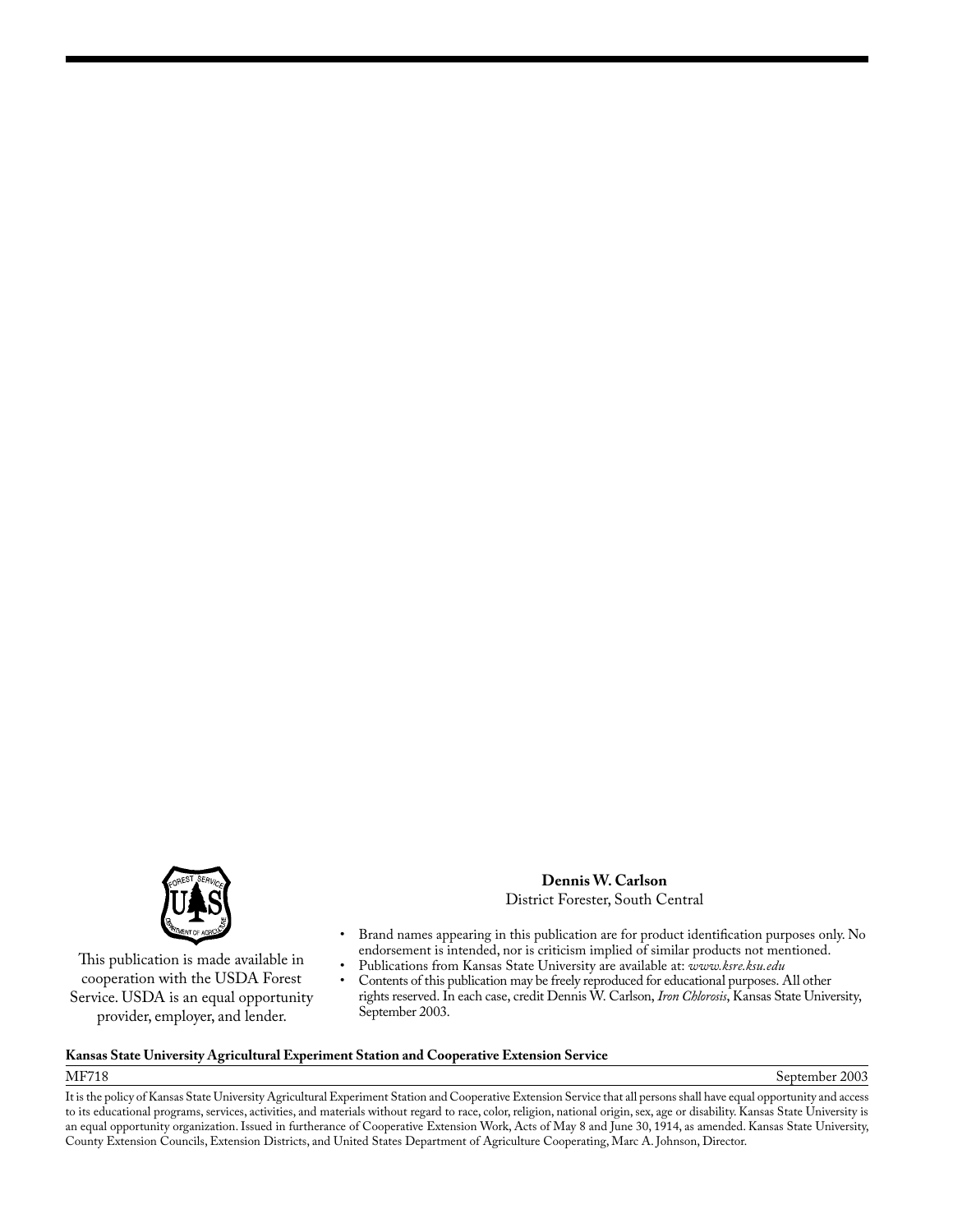This publication is made available in cooperation with the USDA Forest Service. USDA is an equal opportunity provider, employer, and lender.

**Dennis W. Carlson**
District Forester, South Central

- Brand names appearing in this publication are for product identification purposes only. No endorsement is intended, nor is criticism implied of similar products not mentioned.
- Publications from Kansas State University are available at: *www.ksre.ksu.edu*
- Contents of this publication may be freely reproduced for educational purposes. All other rights reserved. In each case, credit Dennis W. Carlson, *Iron Chlorosis*, Kansas State University, September 2003.

**Kansas State University Agricultural Experiment Station and Cooperative Extension Service**

MF718 September 2003

It is the policy of Kansas State University Agricultural Experiment Station and Cooperative Extension Service that all persons shall have equal opportunity and access to its educational programs, services, activities, and materials without regard to race, color, religion, national origin, sex, age or disability. Kansas State University is an equal opportunity organization. Issued in furtherance of Cooperative Extension Work, Acts of May 8 and June 30, 1914, as amended. Kansas State University, County Extension Councils, Extension Districts, and United States Department of Agriculture Cooperating, Marc A. Johnson, Director.